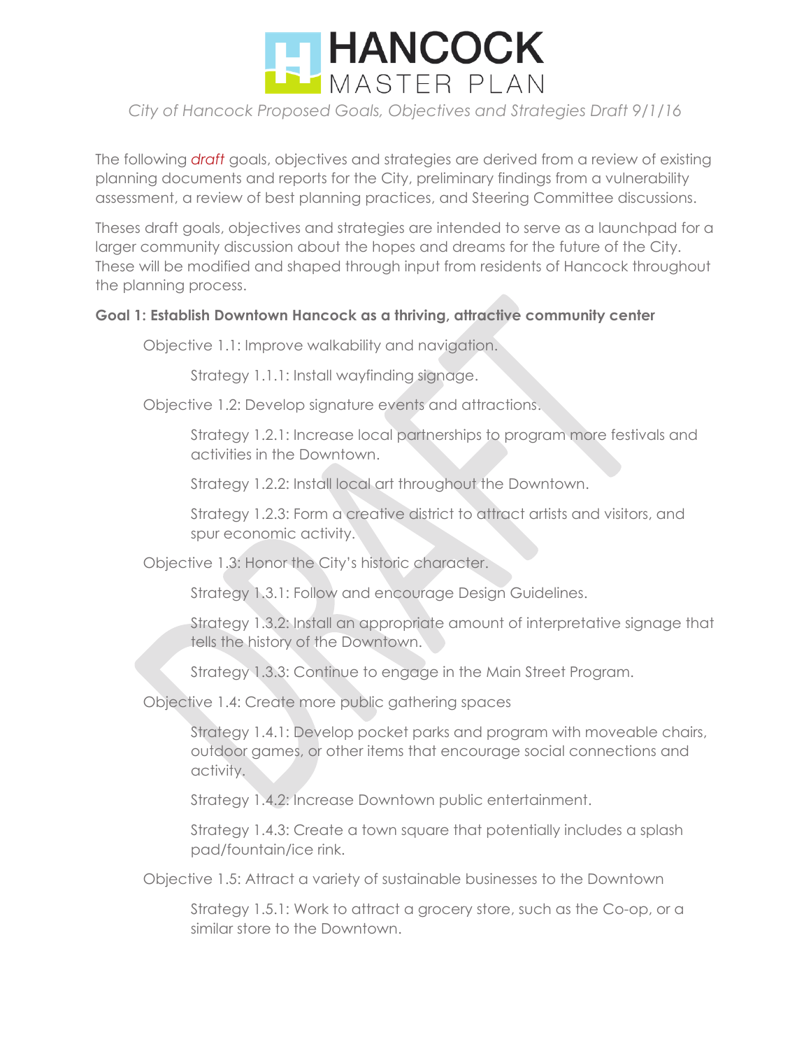# HANCOCK MASTER PLAN

*City of Hancock Proposed Goals, Objectives and Strategies Draft 9/1/16*

The following *draft* goals, objectives and strategies are derived from a review of existing planning documents and reports for the City, preliminary findings from a vulnerability assessment, a review of best planning practices, and Steering Committee discussions.

Theses draft goals, objectives and strategies are intended to serve as a launchpad for a larger community discussion about the hopes and dreams for the future of the City. These will be modified and shaped through input from residents of Hancock throughout the planning process.

**Goal 1: Establish Downtown Hancock as a thriving, attractive community center**

Objective 1.1: Improve walkability and navigation.

Strategy 1.1.1: Install wayfinding signage.

Objective 1.2: Develop signature events and attractions.

Strategy 1.2.1: Increase local partnerships to program more festivals and activities in the Downtown.

Strategy 1.2.2: Install local art throughout the Downtown.

Strategy 1.2.3: Form a creative district to attract artists and visitors, and spur economic activity.

Objective 1.3: Honor the City's historic character.

Strategy 1.3.1: Follow and encourage Design Guidelines.

Strategy 1.3.2: Install an appropriate amount of interpretative signage that tells the history of the Downtown.

Strategy 1.3.3: Continue to engage in the Main Street Program.

Objective 1.4: Create more public gathering spaces

Strategy 1.4.1: Develop pocket parks and program with moveable chairs, outdoor games, or other items that encourage social connections and activity.

Strategy 1.4.2: Increase Downtown public entertainment.

Strategy 1.4.3: Create a town square that potentially includes a splash pad/fountain/ice rink.

Objective 1.5: Attract a variety of sustainable businesses to the Downtown

Strategy 1.5.1: Work to attract a grocery store, such as the Co-op, or a similar store to the Downtown.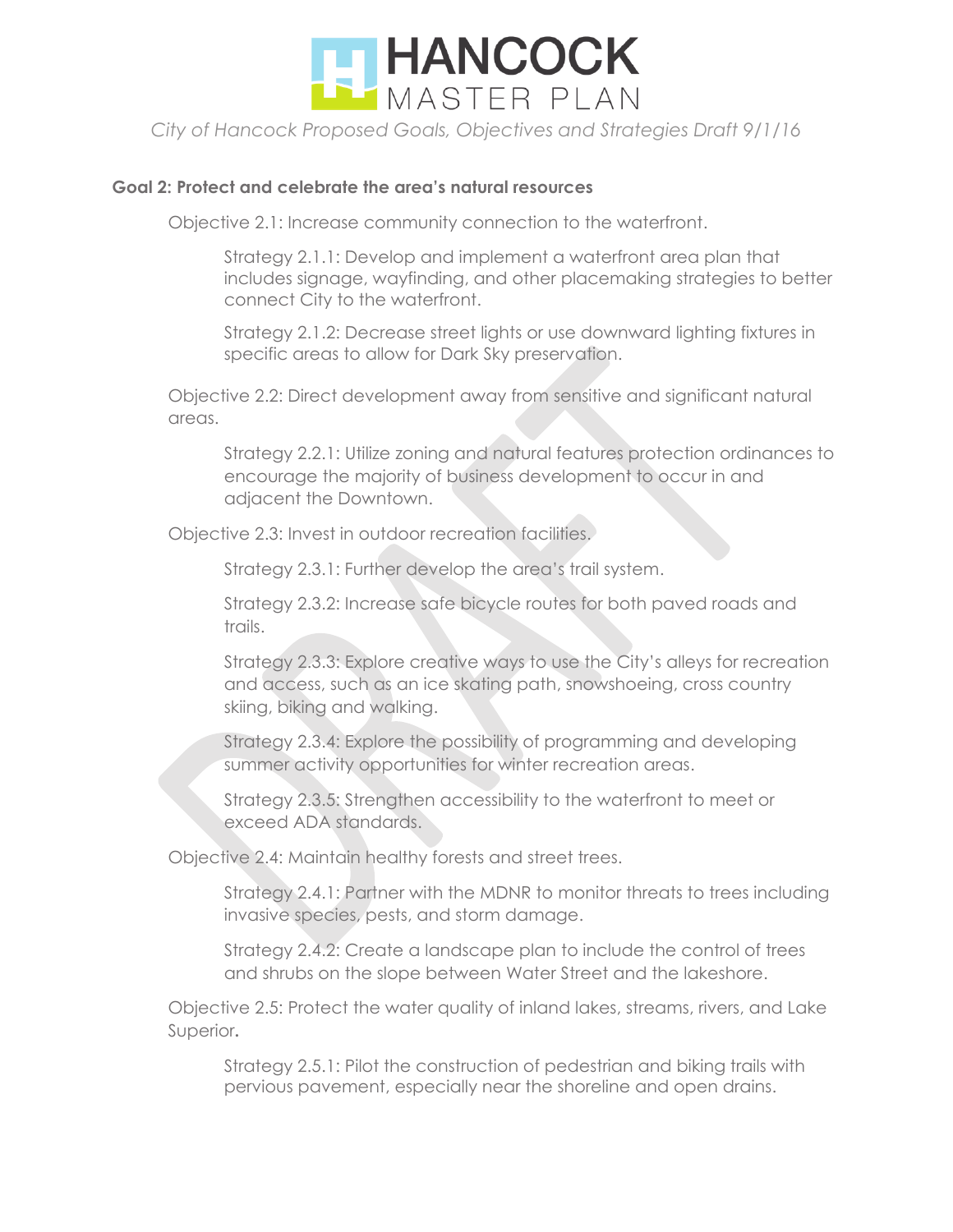**Goal 2: Protect and celebrate the area's natural resources**

Objective 2.1: Increase community connection to the waterfront.

Strategy 2.1.1: Develop and implement a waterfront area plan that includes signage, wayfinding, and other placemaking strategies to better connect City to the waterfront.

Strategy 2.1.2: Decrease street lights or use downward lighting fixtures in specific areas to allow for Dark Sky preservation.

Objective 2.2: Direct development away from sensitive and significant natural areas.

Strategy 2.2.1: Utilize zoning and natural features protection ordinances to encourage the majority of business development to occur in and adjacent the Downtown.

Objective 2.3: Invest in outdoor recreation facilities.

Strategy 2.3.1: Further develop the area's trail system.

Strategy 2.3.2: Increase safe bicycle routes for both paved roads and trails.

Strategy 2.3.3: Explore creative ways to use the City's alleys for recreation and access, such as an ice skating path, snowshoeing, cross country skiing, biking and walking.

Strategy 2.3.4: Explore the possibility of programming and developing summer activity opportunities for winter recreation areas.

Strategy 2.3.5: Strengthen accessibility to the waterfront to meet or exceed ADA standards.

Objective 2.4: Maintain healthy forests and street trees.

Strategy 2.4.1: Partner with the MDNR to monitor threats to trees including invasive species, pests, and storm damage.

Strategy 2.4.2: Create a landscape plan to include the control of trees and shrubs on the slope between Water Street and the lakeshore.

Objective 2.5: Protect the water quality of inland lakes, streams, rivers, and Lake Superior**.**

Strategy 2.5.1: Pilot the construction of pedestrian and biking trails with pervious pavement, especially near the shoreline and open drains.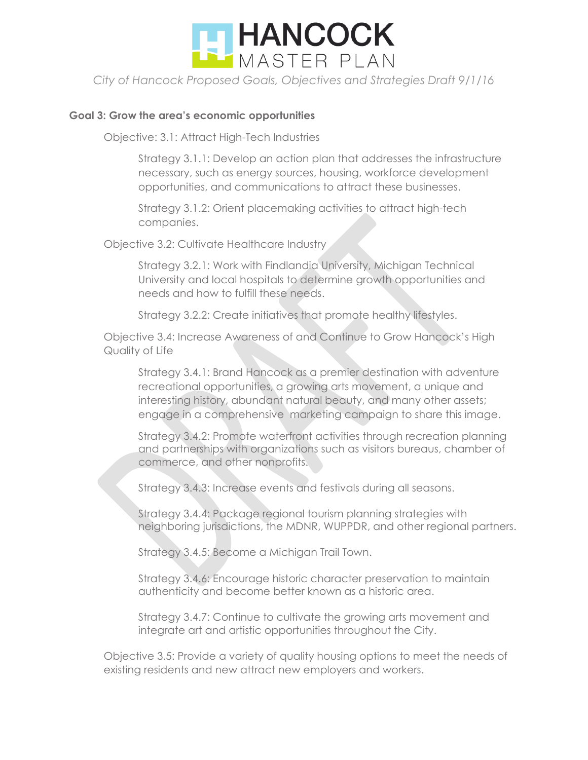**Goal 3: Grow the area's economic opportunities**

Objective: 3.1: Attract High-Tech Industries

Strategy 3.1.1: Develop an action plan that addresses the infrastructure necessary, such as energy sources, housing, workforce development opportunities, and communications to attract these businesses.

Strategy 3.1.2: Orient placemaking activities to attract high-tech companies.

Objective 3.2: Cultivate Healthcare Industry

Strategy 3.2.1: Work with Findlandia University, Michigan Technical University and local hospitals to determine growth opportunities and needs and how to fulfill these needs.

Strategy 3.2.2: Create initiatives that promote healthy lifestyles.

Objective 3.4: Increase Awareness of and Continue to Grow Hancock's High Quality of Life

Strategy 3.4.1: Brand Hancock as a premier destination with adventure recreational opportunities, a growing arts movement, a unique and interesting history, abundant natural beauty, and many other assets; engage in a comprehensive marketing campaign to share this image.

Strategy 3.4.2: Promote waterfront activities through recreation planning and partnerships with organizations such as visitors bureaus, chamber of commerce, and other nonprofits.

Strategy 3.4.3: Increase events and festivals during all seasons.

Strategy 3.4.4: Package regional tourism planning strategies with neighboring jurisdictions, the MDNR, WUPPDR, and other regional partners.

Strategy 3.4.5: Become a Michigan Trail Town.

Strategy 3.4.6: Encourage historic character preservation to maintain authenticity and become better known as a historic area.

Strategy 3.4.7: Continue to cultivate the growing arts movement and integrate art and artistic opportunities throughout the City.

Objective 3.5: Provide a variety of quality housing options to meet the needs of existing residents and new attract new employers and workers.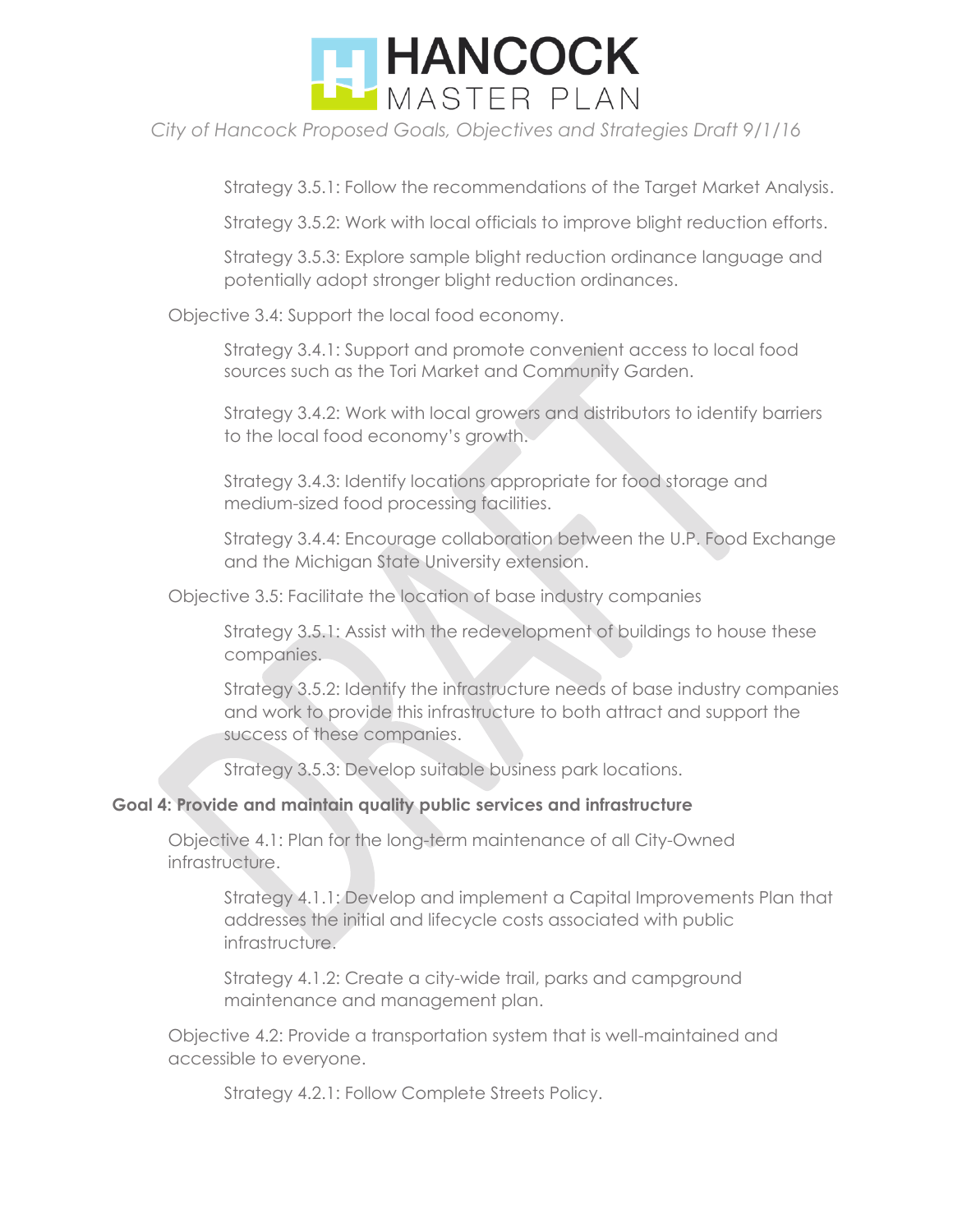Strategy 3.5.1: Follow the recommendations of the Target Market Analysis.

Strategy 3.5.2: Work with local officials to improve blight reduction efforts.

Strategy 3.5.3: Explore sample blight reduction ordinance language and potentially adopt stronger blight reduction ordinances.

Objective 3.4: Support the local food economy.

Strategy 3.4.1: Support and promote convenient access to local food sources such as the Tori Market and Community Garden.

Strategy 3.4.2: Work with local growers and distributors to identify barriers to the local food economy's growth.

Strategy 3.4.3: Identify locations appropriate for food storage and medium-sized food processing facilities.

Strategy 3.4.4: Encourage collaboration between the U.P. Food Exchange and the Michigan State University extension.

Objective 3.5: Facilitate the location of base industry companies

Strategy 3.5.1: Assist with the redevelopment of buildings to house these companies.

Strategy 3.5.2: Identify the infrastructure needs of base industry companies and work to provide this infrastructure to both attract and support the success of these companies.

Strategy 3.5.3: Develop suitable business park locations.

**Goal 4: Provide and maintain quality public services and infrastructure**

Objective 4.1: Plan for the long-term maintenance of all City-Owned infrastructure.

Strategy 4.1.1: Develop and implement a Capital Improvements Plan that addresses the initial and lifecycle costs associated with public infrastructure.

Strategy 4.1.2: Create a city-wide trail, parks and campground maintenance and management plan.

Objective 4.2: Provide a transportation system that is well-maintained and accessible to everyone.

Strategy 4.2.1: Follow Complete Streets Policy.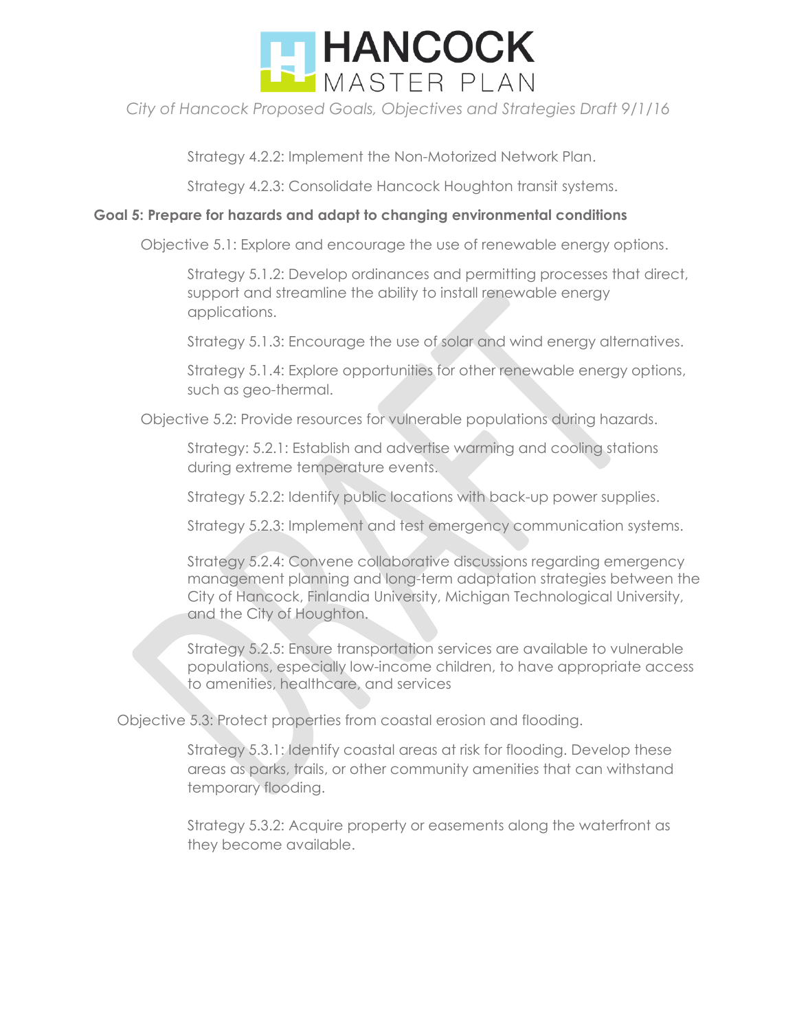Strategy 4.2.2: Implement the Non-Motorized Network Plan.

Strategy 4.2.3: Consolidate Hancock Houghton transit systems.

**Goal 5: Prepare for hazards and adapt to changing environmental conditions**

Objective 5.1: Explore and encourage the use of renewable energy options.

Strategy 5.1.2: Develop ordinances and permitting processes that direct, support and streamline the ability to install renewable energy applications.

Strategy 5.1.3: Encourage the use of solar and wind energy alternatives.

Strategy 5.1.4: Explore opportunities for other renewable energy options, such as geo-thermal.

Objective 5.2: Provide resources for vulnerable populations during hazards.

Strategy: 5.2.1: Establish and advertise warming and cooling stations during extreme temperature events.

Strategy 5.2.2: Identify public locations with back-up power supplies.

Strategy 5.2.3: Implement and test emergency communication systems.

Strategy 5.2.4: Convene collaborative discussions regarding emergency management planning and long-term adaptation strategies between the City of Hancock, Finlandia University, Michigan Technological University, and the City of Houghton.

Strategy 5.2.5: Ensure transportation services are available to vulnerable populations, especially low-income children, to have appropriate access to amenities, healthcare, and services

Objective 5.3: Protect properties from coastal erosion and flooding.

Strategy 5.3.1: Identify coastal areas at risk for flooding. Develop these areas as parks, trails, or other community amenities that can withstand temporary flooding.

Strategy 5.3.2: Acquire property or easements along the waterfront as they become available.